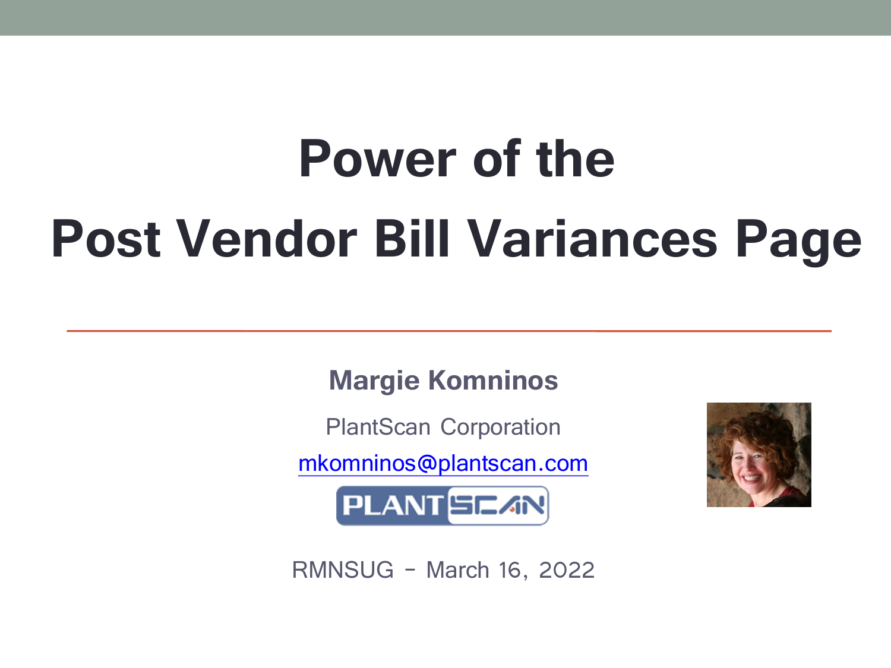# Power of the Post Vendor Bill Variances Page

**Margie Komninos**

PlantScan Corporation

mkomninos@plantscan.com

RMNSUG – March 16, 2022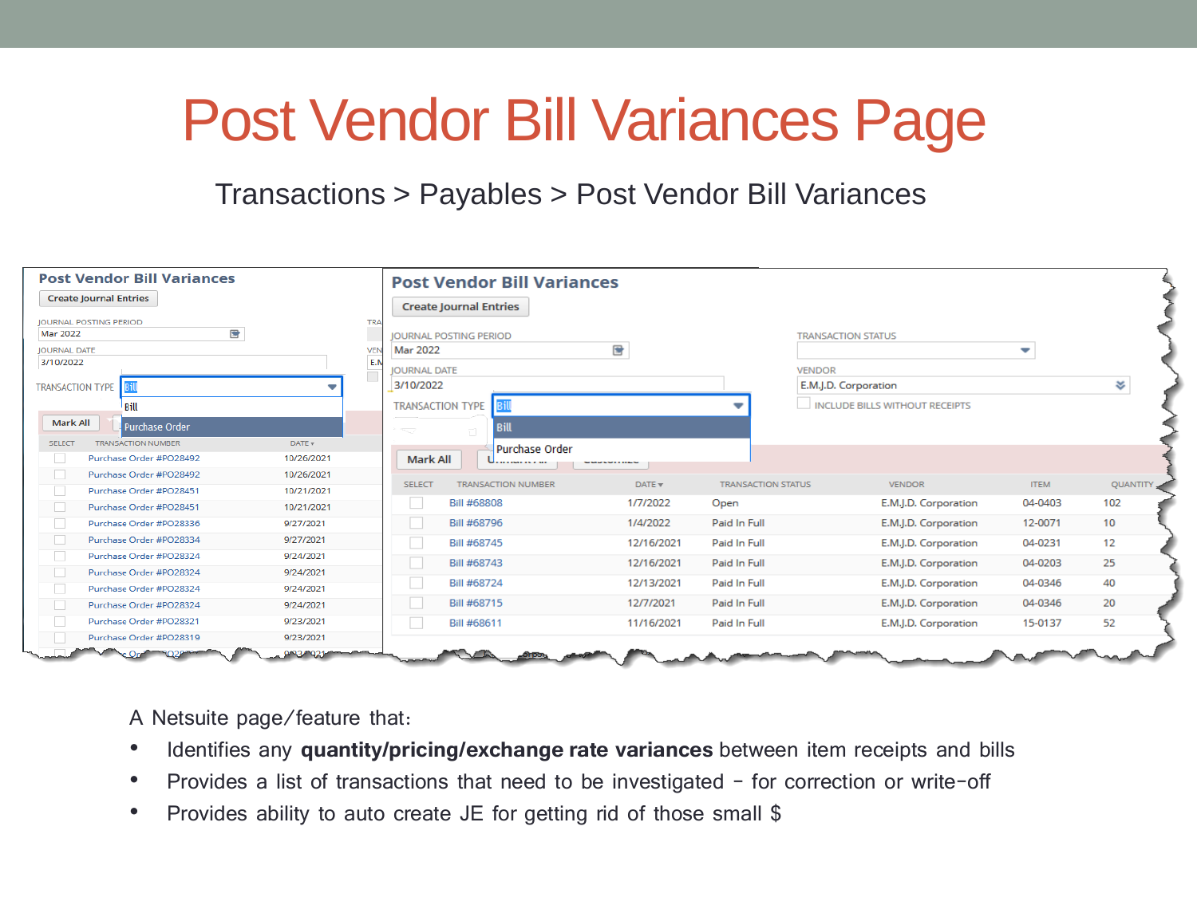# Post Vendor Bill Variances Page

Transactions > Payables > Post Vendor Bill Variances

**Post Vendor Bill Variances**

Create Journal Entries

JOURNAL POSTING PERIOD: Mar 2022

JOURNAL DATE: 3/10/2022

TRANSACTION TYPE: Bill (options: Bill, Purchase Order)

Mark All

| SELECT | TRANSACTION NUMBER | DATE |
|---|---|---|
| | Purchase Order #PO28492 | 10/26/2021 |
| | Purchase Order #PO28492 | 10/26/2021 |
| | Purchase Order #PO28451 | 10/21/2021 |
| | Purchase Order #PO28451 | 10/21/2021 |
| | Purchase Order #PO28336 | 9/27/2021 |
| | Purchase Order #PO28334 | 9/27/2021 |
| | Purchase Order #PO28324 | 9/24/2021 |
| | Purchase Order #PO28324 | 9/24/2021 |
| | Purchase Order #PO28324 | 9/24/2021 |
| | Purchase Order #PO28324 | 9/24/2021 |
| | Purchase Order #PO28321 | 9/23/2021 |
| | Purchase Order #PO28319 | 9/23/2021 |

**Post Vendor Bill Variances**

Create Journal Entries

JOURNAL POSTING PERIOD: Mar 2022

JOURNAL DATE: 3/10/2022

TRANSACTION TYPE: Bill (options: Bill, Purchase Order)

TRANSACTION STATUS:

VENDOR: E.M.J.D. Corporation

INCLUDE BILLS WITHOUT RECEIPTS

Mark All

| SELECT | TRANSACTION NUMBER | DATE | TRANSACTION STATUS | VENDOR | ITEM | QUANTITY |
|---|---|---|---|---|---|---|
| | Bill #68808 | 1/7/2022 | Open | E.M.J.D. Corporation | 04-0403 | 102 |
| | Bill #68796 | 1/4/2022 | Paid In Full | E.M.J.D. Corporation | 12-0071 | 10 |
| | Bill #68745 | 12/16/2021 | Paid In Full | E.M.J.D. Corporation | 04-0231 | 12 |
| | Bill #68743 | 12/16/2021 | Paid In Full | E.M.J.D. Corporation | 04-0203 | 25 |
| | Bill #68724 | 12/13/2021 | Paid In Full | E.M.J.D. Corporation | 04-0346 | 40 |
| | Bill #68715 | 12/7/2021 | Paid In Full | E.M.J.D. Corporation | 04-0346 | 20 |
| | Bill #68611 | 11/16/2021 | Paid In Full | E.M.J.D. Corporation | 15-0137 | 52 |

A Netsuite page/feature that:

- Identifies any **quantity/pricing/exchange rate variances** between item receipts and bills
- Provides a list of transactions that need to be investigated – for correction or write-off
- Provides ability to auto create JE for getting rid of those small $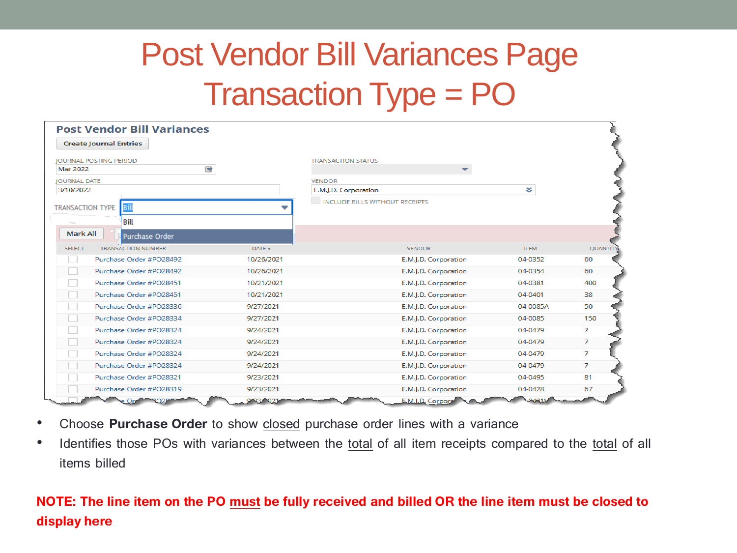# Post Vendor Bill Variances Page Transaction Type = PO

**Post Vendor Bill Variances**

Create Journal Entries

JOURNAL POSTING PERIOD: Mar 2022

JOURNAL DATE: 3/10/2022

TRANSACTION TYPE: Bill (options: Bill, Purchase Order)

TRANSACTION STATUS:

VENDOR: E.M.J.D. Corporation

INCLUDE BILLS WITHOUT RECEIPTS

Mark All

| SELECT | TRANSACTION NUMBER | DATE ▾ | VENDOR | ITEM | QUANTITY |
|---|---|---|---|---|---|
| ☐ | Purchase Order #PO28492 | 10/26/2021 | E.M.J.D. Corporation | 04-0352 | 60 |
| ☐ | Purchase Order #PO28492 | 10/26/2021 | E.M.J.D. Corporation | 04-0354 | 60 |
| ☐ | Purchase Order #PO28451 | 10/21/2021 | E.M.J.D. Corporation | 04-0381 | 400 |
| ☐ | Purchase Order #PO28451 | 10/21/2021 | E.M.J.D. Corporation | 04-0401 | 38 |
| ☐ | Purchase Order #PO28336 | 9/27/2021 | E.M.J.D. Corporation | 04-0085A | 50 |
| ☐ | Purchase Order #PO28334 | 9/27/2021 | E.M.J.D. Corporation | 04-0085 | 150 |
| ☐ | Purchase Order #PO28324 | 9/24/2021 | E.M.J.D. Corporation | 04-0479 | 7 |
| ☐ | Purchase Order #PO28324 | 9/24/2021 | E.M.J.D. Corporation | 04-0479 | 7 |
| ☐ | Purchase Order #PO28324 | 9/24/2021 | E.M.J.D. Corporation | 04-0479 | 7 |
| ☐ | Purchase Order #PO28324 | 9/24/2021 | E.M.J.D. Corporation | 04-0479 | 7 |
| ☐ | Purchase Order #PO28321 | 9/23/2021 | E.M.J.D. Corporation | 04-0495 | 81 |
| ☐ | Purchase Order #PO28319 | 9/23/2021 | E.M.J.D. Corporation | 04-0428 | 67 |

- Choose **Purchase Order** to show closed purchase order lines with a variance
- Identifies those POs with variances between the total of all item receipts compared to the total of all items billed

**NOTE: The line item on the PO must be fully received and billed OR the line item must be closed to display here**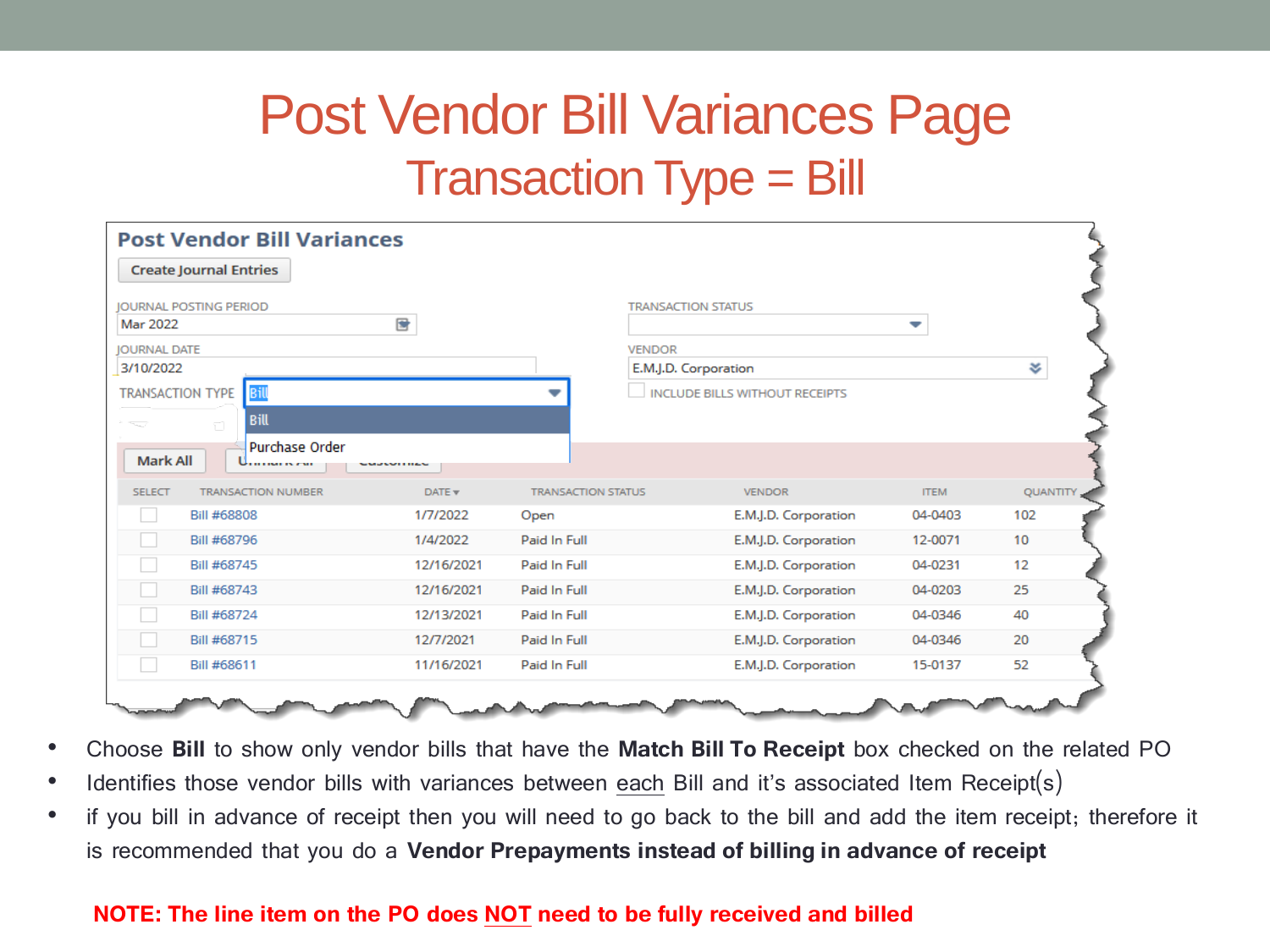# Post Vendor Bill Variances Page

## Transaction Type = Bill

**Post Vendor Bill Variances**

Create Journal Entries

JOURNAL POSTING PERIOD: Mar 2022

JOURNAL DATE: 3/10/2022

TRANSACTION TYPE: Bill (options: Bill, Purchase Order)

TRANSACTION STATUS:

VENDOR: E.M.J.D. Corporation

INCLUDE BILLS WITHOUT RECEIPTS

Mark All

| SELECT | TRANSACTION NUMBER | DATE | TRANSACTION STATUS | VENDOR | ITEM | QUANTITY |
|---|---|---|---|---|---|---|
| | Bill #68808 | 1/7/2022 | Open | E.M.J.D. Corporation | 04-0403 | 102 |
| | Bill #68796 | 1/4/2022 | Paid In Full | E.M.J.D. Corporation | 12-0071 | 10 |
| | Bill #68745 | 12/16/2021 | Paid In Full | E.M.J.D. Corporation | 04-0231 | 12 |
| | Bill #68743 | 12/16/2021 | Paid In Full | E.M.J.D. Corporation | 04-0203 | 25 |
| | Bill #68724 | 12/13/2021 | Paid In Full | E.M.J.D. Corporation | 04-0346 | 40 |
| | Bill #68715 | 12/7/2021 | Paid In Full | E.M.J.D. Corporation | 04-0346 | 20 |
| | Bill #68611 | 11/16/2021 | Paid In Full | E.M.J.D. Corporation | 15-0137 | 52 |

- Choose **Bill** to show only vendor bills that have the **Match Bill To Receipt** box checked on the related PO
- Identifies those vendor bills with variances between each Bill and it's associated Item Receipt(s)
- if you bill in advance of receipt then you will need to go back to the bill and add the item receipt; therefore it is recommended that you do a **Vendor Prepayments instead of billing in advance of receipt**

**NOTE: The line item on the PO does NOT need to be fully received and billed**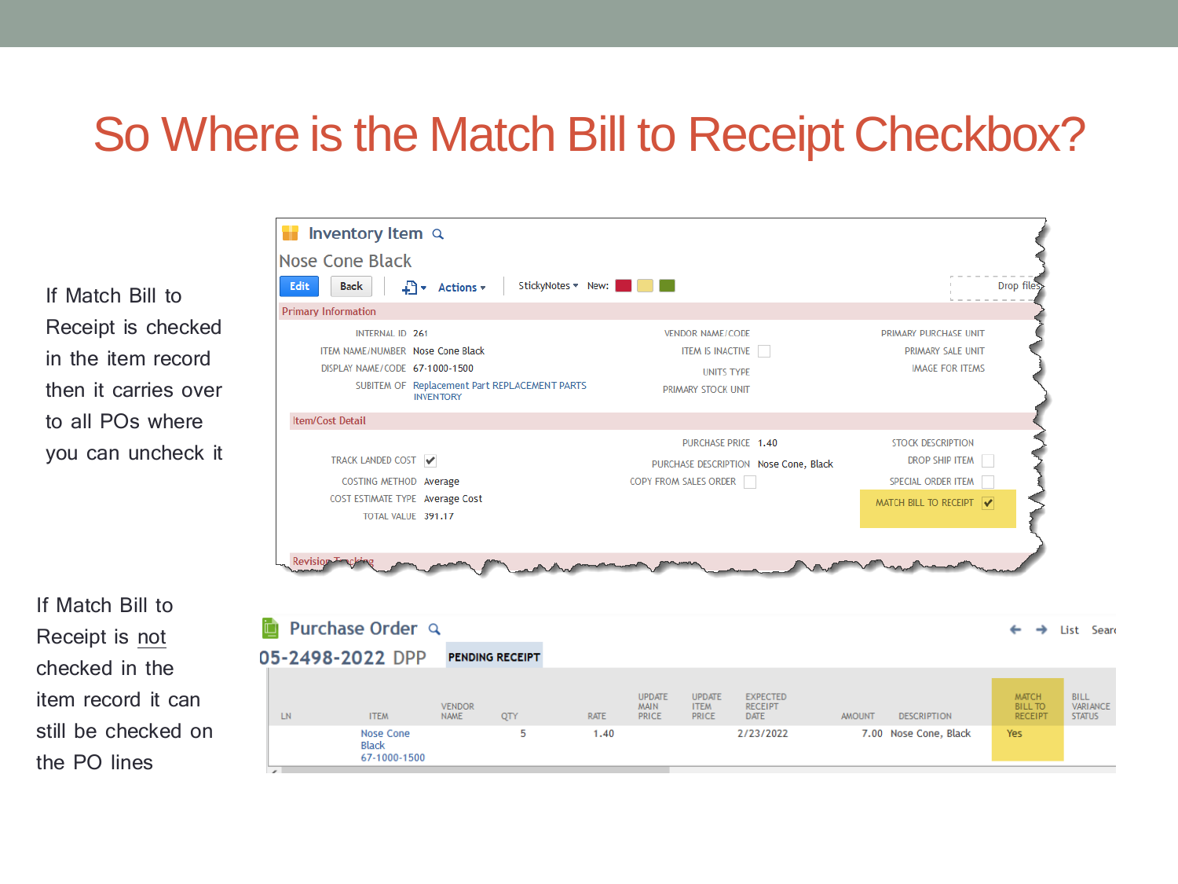# So Where is the Match Bill to Receipt Checkbox?

If Match Bill to Receipt is checked in the item record then it carries over to all POs where you can uncheck it

**Inventory Item**

Nose Cone Black

Edit | Back | Actions | StickyNotes | New:

Drop files

**Primary Information**

| | | | | | |
|---|---|---|---|---|---|
| INTERNAL ID | 261 | VENDOR NAME/CODE | | PRIMARY PURCHASE UNIT | |
| ITEM NAME/NUMBER | Nose Cone Black | ITEM IS INACTIVE | ☐ | PRIMARY SALE UNIT | |
| DISPLAY NAME/CODE | 67-1000-1500 | UNITS TYPE | | IMAGE FOR ITEMS | |
| SUBITEM OF | Replacement Part REPLACEMENT PARTS INVENTORY | PRIMARY STOCK UNIT | | | |

**Item/Cost Detail**

| | | | | | |
|---|---|---|---|---|---|
| | | PURCHASE PRICE | 1.40 | STOCK DESCRIPTION | |
| TRACK LANDED COST | ☑ | PURCHASE DESCRIPTION | Nose Cone, Black | DROP SHIP ITEM | ☐ |
| COSTING METHOD | Average | COPY FROM SALES ORDER | ☐ | SPECIAL ORDER ITEM | ☐ |
| COST ESTIMATE TYPE | Average Cost | | | MATCH BILL TO RECEIPT | ☑ |
| TOTAL VALUE | 391.17 | | | | |

Revision Tracking

If Match Bill to Receipt is not checked in the item record it can still be checked on the PO lines

**Purchase Order**

05-2498-2022 DPP — PENDING RECEIPT

| LN | ITEM | VENDOR NAME | QTY | RATE | UPDATE MAIN PRICE | UPDATE ITEM PRICE | EXPECTED RECEIPT DATE | AMOUNT | DESCRIPTION | MATCH BILL TO RECEIPT | BILL VARIANCE STATUS |
|---|---|---|---|---|---|---|---|---|---|---|---|
| | Nose Cone Black 67-1000-1500 | | 5 | 1.40 | | | 2/23/2022 | 7.00 | Nose Cone, Black | Yes | |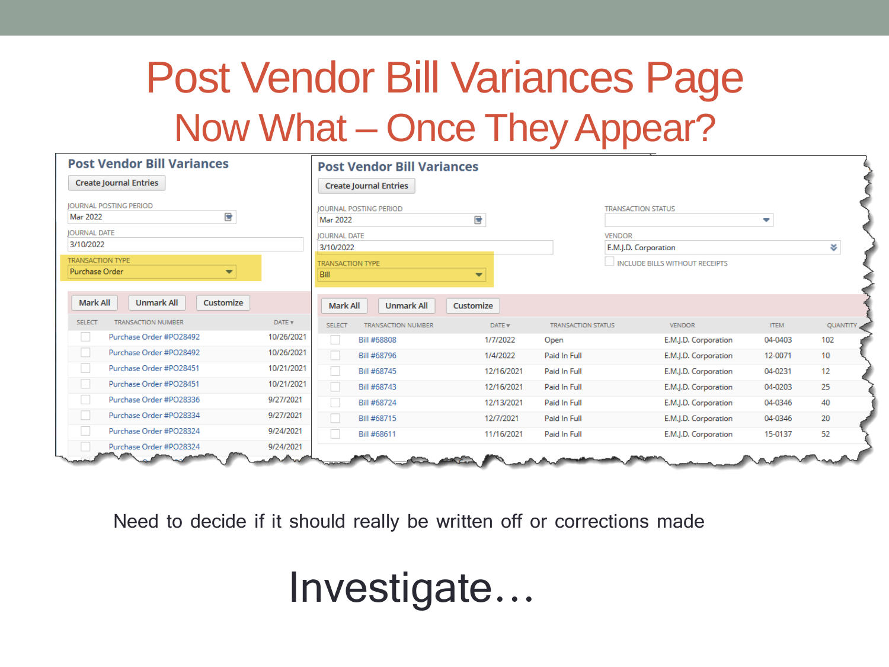# Post Vendor Bill Variances Page

## Now What – Once They Appear?

**Post Vendor Bill Variances**

Create Journal Entries

JOURNAL POSTING PERIOD: Mar 2022

JOURNAL DATE: 3/10/2022

TRANSACTION TYPE: Purchase Order

Mark All | Unmark All | Customize

| SELECT | TRANSACTION NUMBER | DATE ▾ |
|---|---|---|
| | Purchase Order #PO28492 | 10/26/2021 |
| | Purchase Order #PO28492 | 10/26/2021 |
| | Purchase Order #PO28451 | 10/21/2021 |
| | Purchase Order #PO28451 | 10/21/2021 |
| | Purchase Order #PO28336 | 9/27/2021 |
| | Purchase Order #PO28334 | 9/27/2021 |
| | Purchase Order #PO28324 | 9/24/2021 |
| | Purchase Order #PO28324 | 9/24/2021 |

**Post Vendor Bill Variances**

Create Journal Entries

JOURNAL POSTING PERIOD: Mar 2022

JOURNAL DATE: 3/10/2022

TRANSACTION TYPE: Bill

TRANSACTION STATUS:

VENDOR: E.M.J.D. Corporation

INCLUDE BILLS WITHOUT RECEIPTS

Mark All | Unmark All | Customize

| SELECT | TRANSACTION NUMBER | DATE ▾ | TRANSACTION STATUS | VENDOR | ITEM | QUANTITY |
|---|---|---|---|---|---|---|
| | Bill #68808 | 1/7/2022 | Open | E.M.J.D. Corporation | 04-0403 | 102 |
| | Bill #68796 | 1/4/2022 | Paid In Full | E.M.J.D. Corporation | 12-0071 | 10 |
| | Bill #68745 | 12/16/2021 | Paid In Full | E.M.J.D. Corporation | 04-0231 | 12 |
| | Bill #68743 | 12/16/2021 | Paid In Full | E.M.J.D. Corporation | 04-0203 | 25 |
| | Bill #68724 | 12/13/2021 | Paid In Full | E.M.J.D. Corporation | 04-0346 | 40 |
| | Bill #68715 | 12/7/2021 | Paid In Full | E.M.J.D. Corporation | 04-0346 | 20 |
| | Bill #68611 | 11/16/2021 | Paid In Full | E.M.J.D. Corporation | 15-0137 | 52 |

Need to decide if it should really be written off or corrections made

Investigate…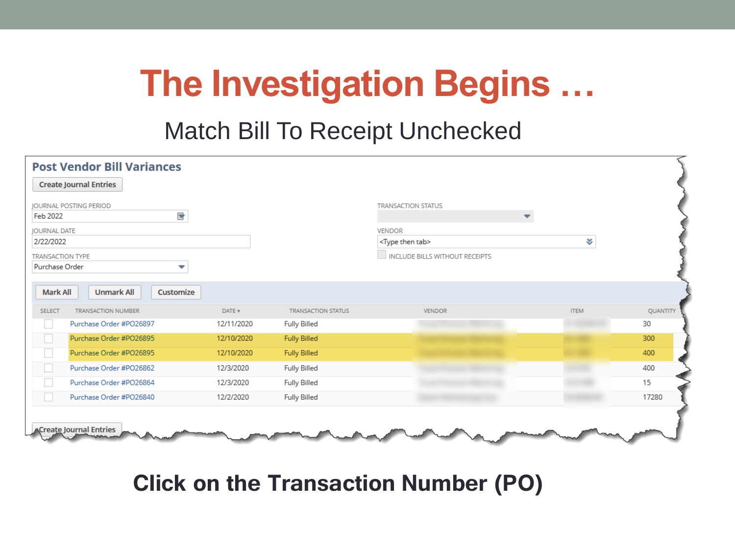# The Investigation Begins …

Match Bill To Receipt Unchecked

## Post Vendor Bill Variances

Create Journal Entries

JOURNAL POSTING PERIOD: Feb 2022

JOURNAL DATE: 2/22/2022

TRANSACTION TYPE: Purchase Order

TRANSACTION STATUS:

VENDOR: <Type then tab>

INCLUDE BILLS WITHOUT RECEIPTS

Mark All | Unmark All | Customize

| SELECT | TRANSACTION NUMBER | DATE | TRANSACTION STATUS | VENDOR | ITEM | QUANTITY |
|---|---|---|---|---|---|---|
| | Purchase Order #PO26897 | 12/11/2020 | Fully Billed | | | 30 |
| | Purchase Order #PO26895 | 12/10/2020 | Fully Billed | | | 300 |
| | Purchase Order #PO26895 | 12/10/2020 | Fully Billed | | | 400 |
| | Purchase Order #PO26862 | 12/3/2020 | Fully Billed | | | 400 |
| | Purchase Order #PO26864 | 12/3/2020 | Fully Billed | | | 15 |
| | Purchase Order #PO26840 | 12/2/2020 | Fully Billed | | | 17280 |

Create Journal Entries

**Click on the Transaction Number (PO)**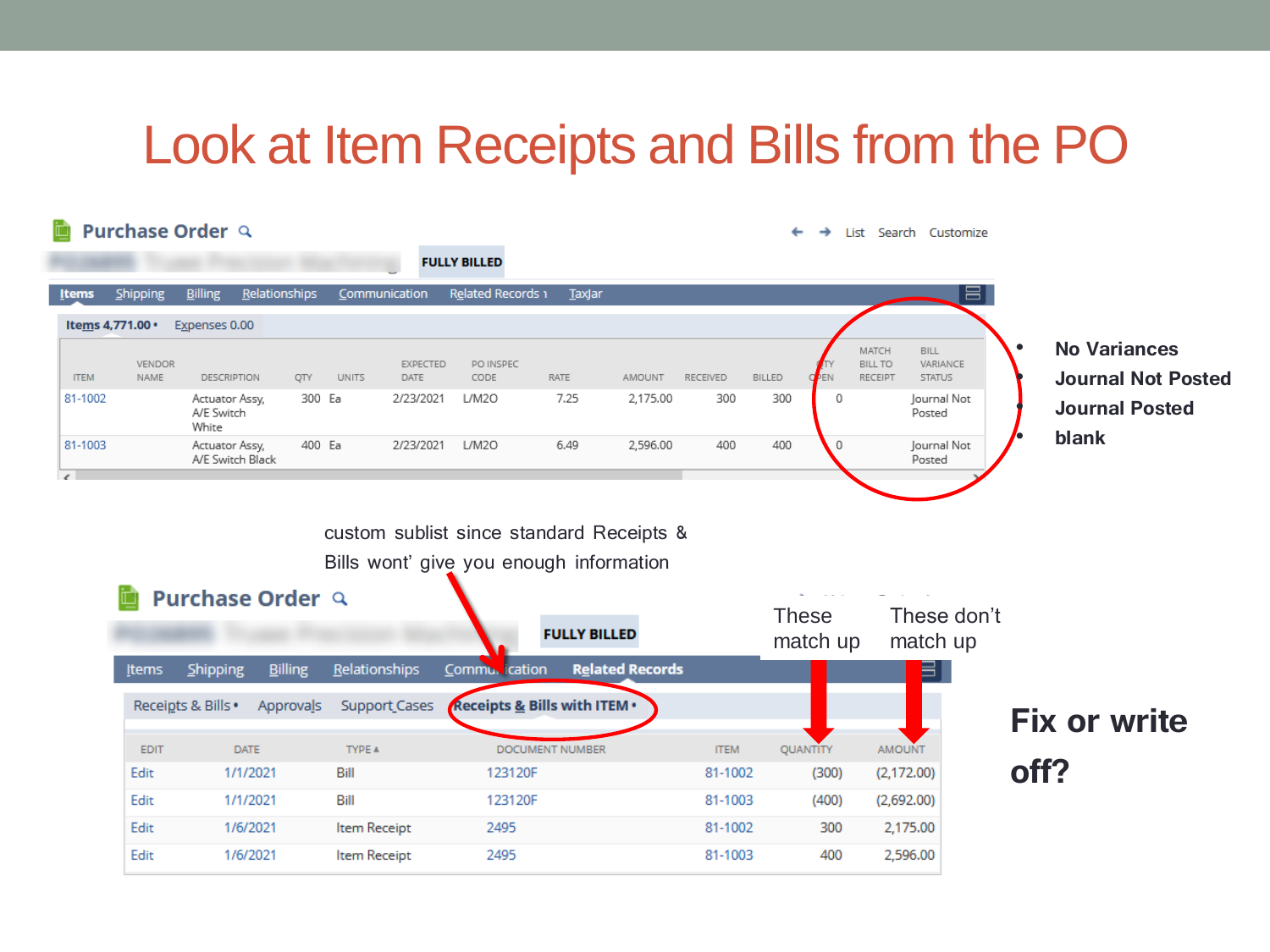# Look at Item Receipts and Bills from the PO

**Purchase Order**

FULLY BILLED

Items | Shipping | Billing | Relationships | Communication | Related Records | TaxJar

Items 4,771.00 • Expenses 0.00

| ITEM | VENDOR NAME | DESCRIPTION | QTY | UNITS | EXPECTED DATE | PO INSPEC CODE | RATE | AMOUNT | RECEIVED | BILLED | QTY OPEN | MATCH BILL TO RECEIPT | BILL VARIANCE STATUS |
|---|---|---|---|---|---|---|---|---|---|---|---|---|---|
| 81-1002 | | Actuator Assy, A/E Switch White | 300 | Ea | 2/23/2021 | L/M2O | 7.25 | 2,175.00 | 300 | 300 | 0 | | Journal Not Posted |
| 81-1003 | | Actuator Assy, A/E Switch Black | 400 | Ea | 2/23/2021 | L/M2O | 6.49 | 2,596.00 | 400 | 400 | 0 | | Journal Not Posted |

- **No Variances**
- **Journal Not Posted**
- **Journal Posted**
- **blank**

custom sublist since standard Receipts & Bills wont' give you enough information

**Purchase Order**

FULLY BILLED

Items | Shipping | Billing | Relationships | Communication | Related Records

Receipts & Bills • | Approvals | Support Cases | Receipts & Bills with ITEM •

These match up — These don't match up

| EDIT | DATE | TYPE ▲ | DOCUMENT NUMBER | ITEM | QUANTITY | AMOUNT |
|---|---|---|---|---|---|---|
| Edit | 1/1/2021 | Bill | 123120F | 81-1002 | (300) | (2,172.00) |
| Edit | 1/1/2021 | Bill | 123120F | 81-1003 | (400) | (2,692.00) |
| Edit | 1/6/2021 | Item Receipt | 2495 | 81-1002 | 300 | 2,175.00 |
| Edit | 1/6/2021 | Item Receipt | 2495 | 81-1003 | 400 | 2,596.00 |

**Fix or write off?**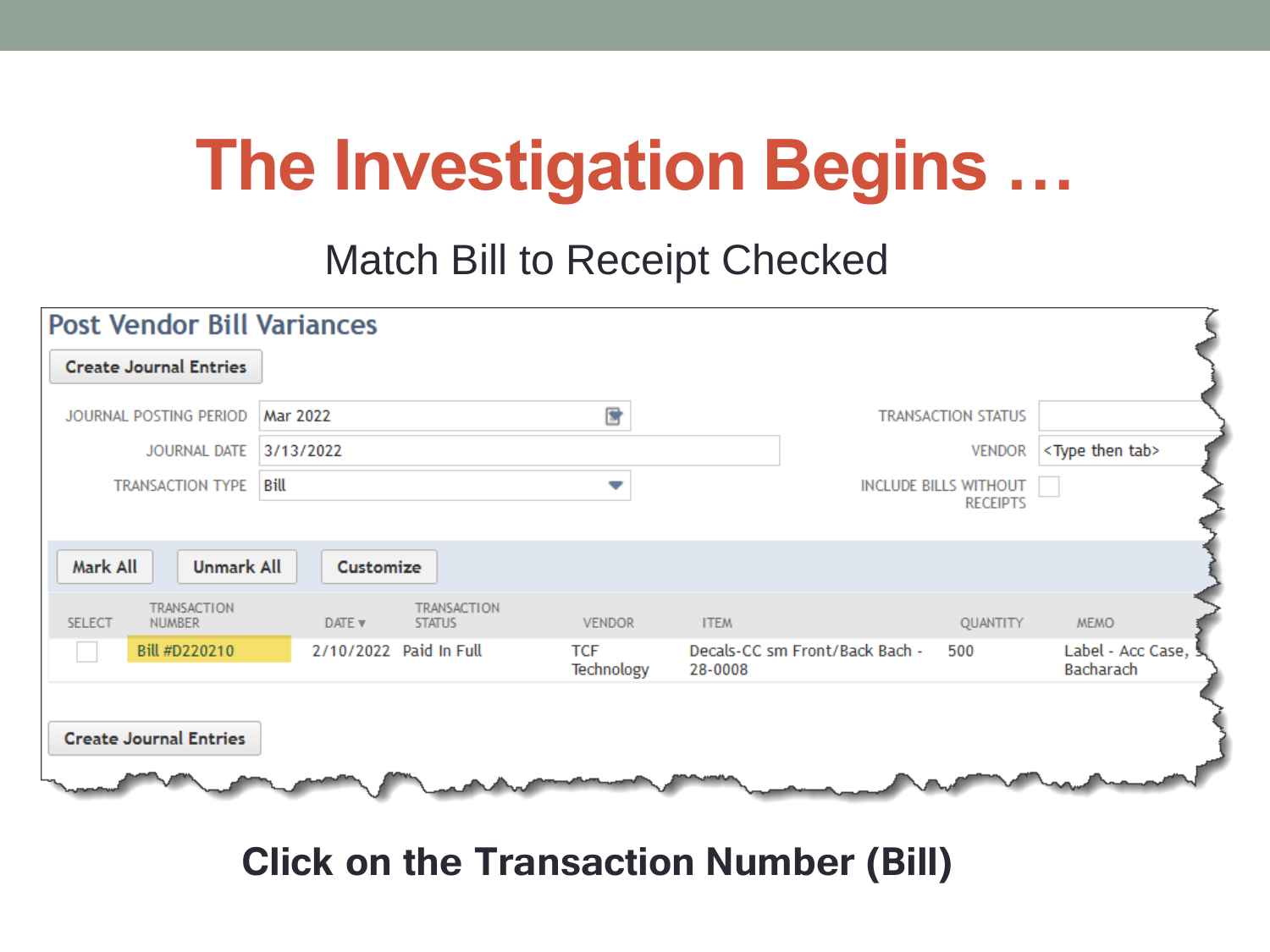# The Investigation Begins …

Match Bill to Receipt Checked

## Post Vendor Bill Variances

**Create Journal Entries**

JOURNAL POSTING PERIOD: Mar 2022

JOURNAL DATE: 3/13/2022

TRANSACTION TYPE: Bill

TRANSACTION STATUS:

VENDOR: <Type then tab>

INCLUDE BILLS WITHOUT RECEIPTS: ☐

**Mark All** **Unmark All** **Customize**

| SELECT | TRANSACTION NUMBER | DATE ▾ | TRANSACTION STATUS | VENDOR | ITEM | QUANTITY | MEMO |
|---|---|---|---|---|---|---|---|
| ☐ | Bill #D220210 | 2/10/2022 | Paid In Full | TCF Technology | Decals-CC sm Front/Back Bach - 28-0008 | 500 | Label - Acc Case, Bacharach |

**Create Journal Entries**

**Click on the Transaction Number (Bill)**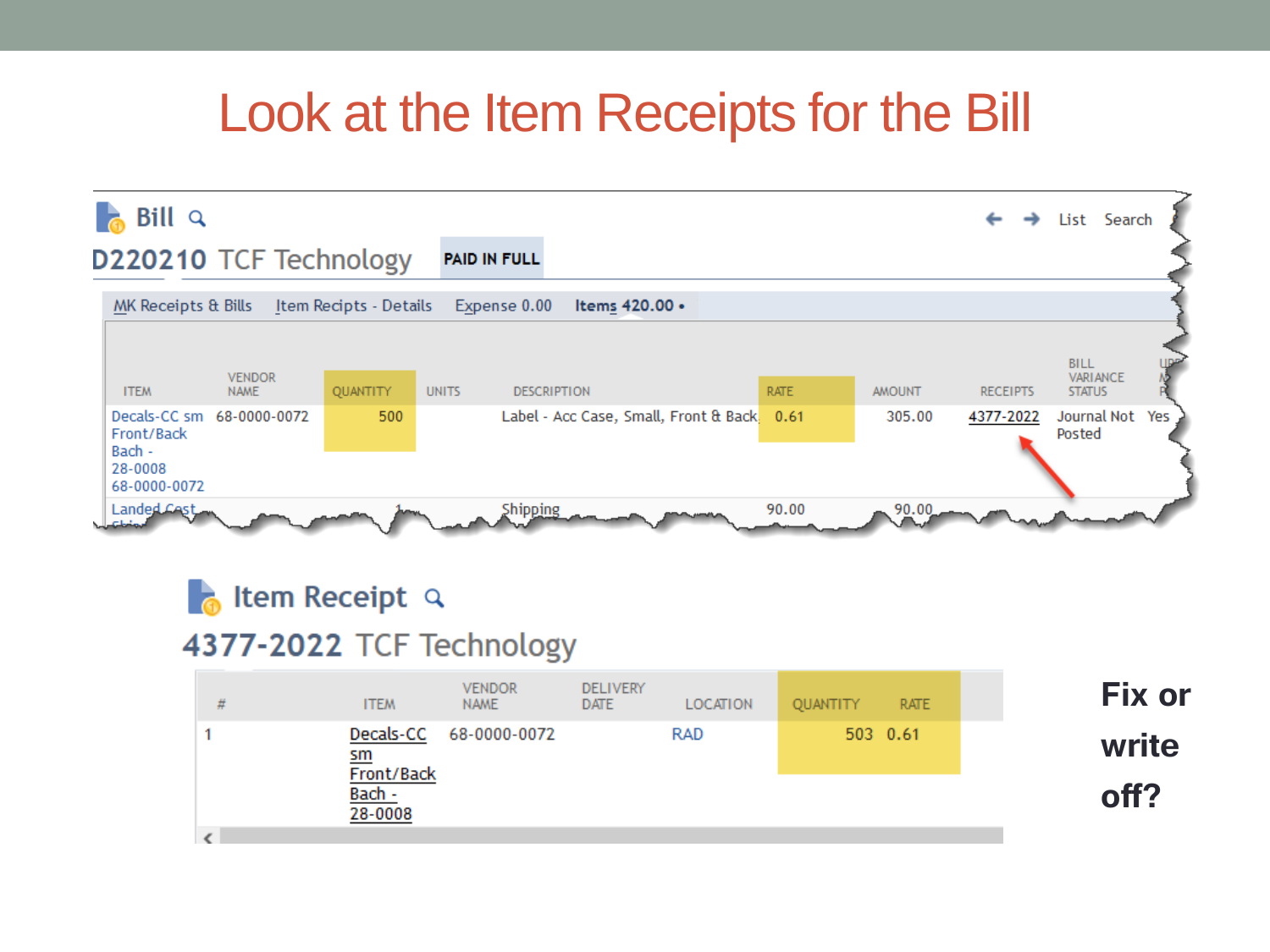# Look at the Item Receipts for the Bill

**Bill**

**D220210** TCF Technology — **PAID IN FULL**

MK Receipts & Bills | Item Recipts - Details | Expense 0.00 | **Items 420.00 •**

| ITEM | VENDOR NAME | QUANTITY | UNITS | DESCRIPTION | RATE | AMOUNT | RECEIPTS | BILL VARIANCE STATUS | UP... |
|---|---|---|---|---|---|---|---|---|---|
| Decals-CC sm Front/Back Bach - 28-0008 68-0000-0072 | 68-0000-0072 | 500 | | Label - Acc Case, Small, Front & Back | 0.61 | 305.00 | 4377-2022 | Journal Not Posted | Yes |
| Landed Cost ... | | 1 | | Shipping | 90.00 | 90.00 | | | |

**Item Receipt**

**4377-2022** TCF Technology

| # | ITEM | VENDOR NAME | DELIVERY DATE | LOCATION | QUANTITY | RATE |
|---|---|---|---|---|---|---|
| 1 | Decals-CC sm Front/Back Bach - 28-0008 | 68-0000-0072 | | RAD | 503 | 0.61 |

**Fix or write off?**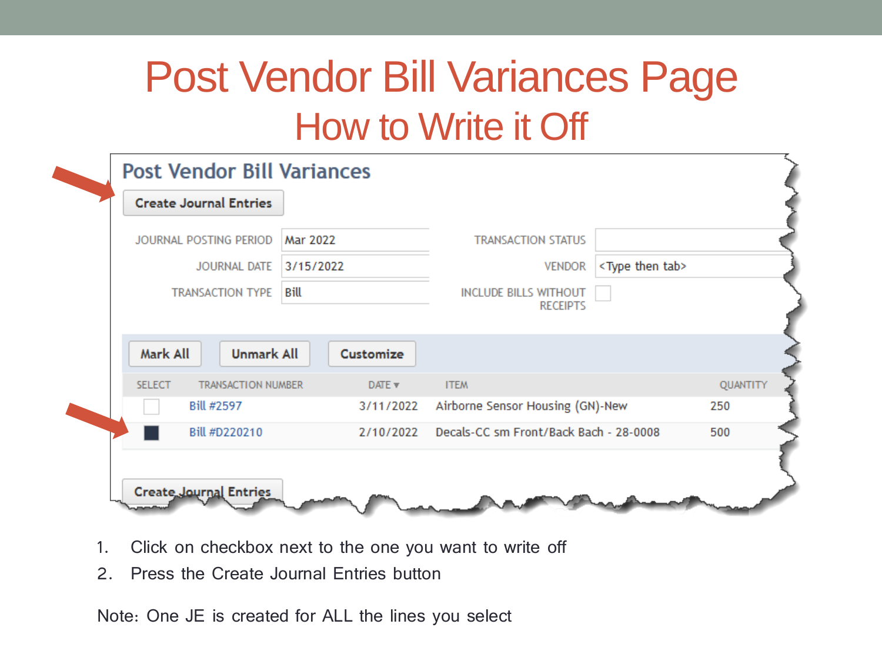# Post Vendor Bill Variances Page

## How to Write it Off

**Post Vendor Bill Variances**

Create Journal Entries

| | | | |
|---|---|---|---|
| JOURNAL POSTING PERIOD | Mar 2022 | TRANSACTION STATUS | |
| JOURNAL DATE | 3/15/2022 | VENDOR | <Type then tab> |
| TRANSACTION TYPE | Bill | INCLUDE BILLS WITHOUT RECEIPTS | ☐ |

Mark All | Unmark All | Customize

| SELECT | TRANSACTION NUMBER | DATE ▾ | ITEM | QUANTITY |
|---|---|---|---|---|
| ☐ | Bill #2597 | 3/11/2022 | Airborne Sensor Housing (GN)-New | 250 |
| ■ | Bill #D220210 | 2/10/2022 | Decals-CC sm Front/Back Bach - 28-0008 | 500 |

Create Journal Entries

1. Click on checkbox next to the one you want to write off
2. Press the Create Journal Entries button

Note: One JE is created for ALL the lines you select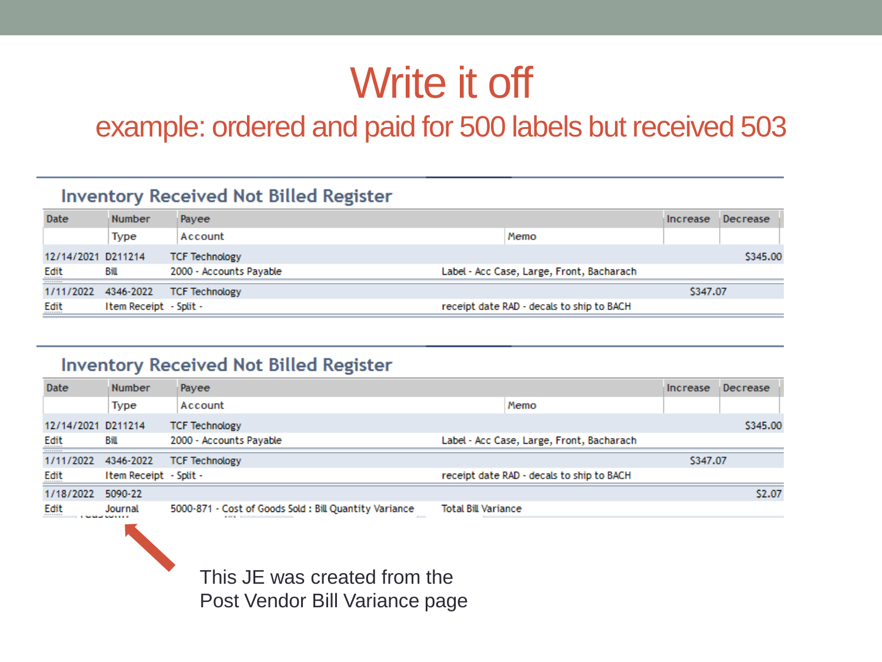# Write it off

## example: ordered and paid for 500 labels but received 503

### Inventory Received Not Billed Register

| Date | Number / Type | Payee / Account | Memo | Increase | Decrease |
|---|---|---|---|---|---|
| 12/14/2021 | D211214 | TCF Technology | | | $345.00 |
| Edit | Bill | 2000 - Accounts Payable | Label - Acc Case, Large, Front, Bacharach | | |
| 1/11/2022 | 4346-2022 | TCF Technology | | $347.07 | |
| Edit | Item Receipt | - Split - | receipt date RAD - decals to ship to BACH | | |

### Inventory Received Not Billed Register

| Date | Number / Type | Payee / Account | Memo | Increase | Decrease |
|---|---|---|---|---|---|
| 12/14/2021 | D211214 | TCF Technology | | | $345.00 |
| Edit | Bill | 2000 - Accounts Payable | Label - Acc Case, Large, Front, Bacharach | | |
| 1/11/2022 | 4346-2022 | TCF Technology | | $347.07 | |
| Edit | Item Receipt | - Split - | receipt date RAD - decals to ship to BACH | | |
| 1/18/2022 | 5090-22 | | | | $2.07 |
| Edit | Journal | 5000-871 - Cost of Goods Sold : Bill Quantity Variance | Total Bill Variance | | |

This JE was created from the Post Vendor Bill Variance page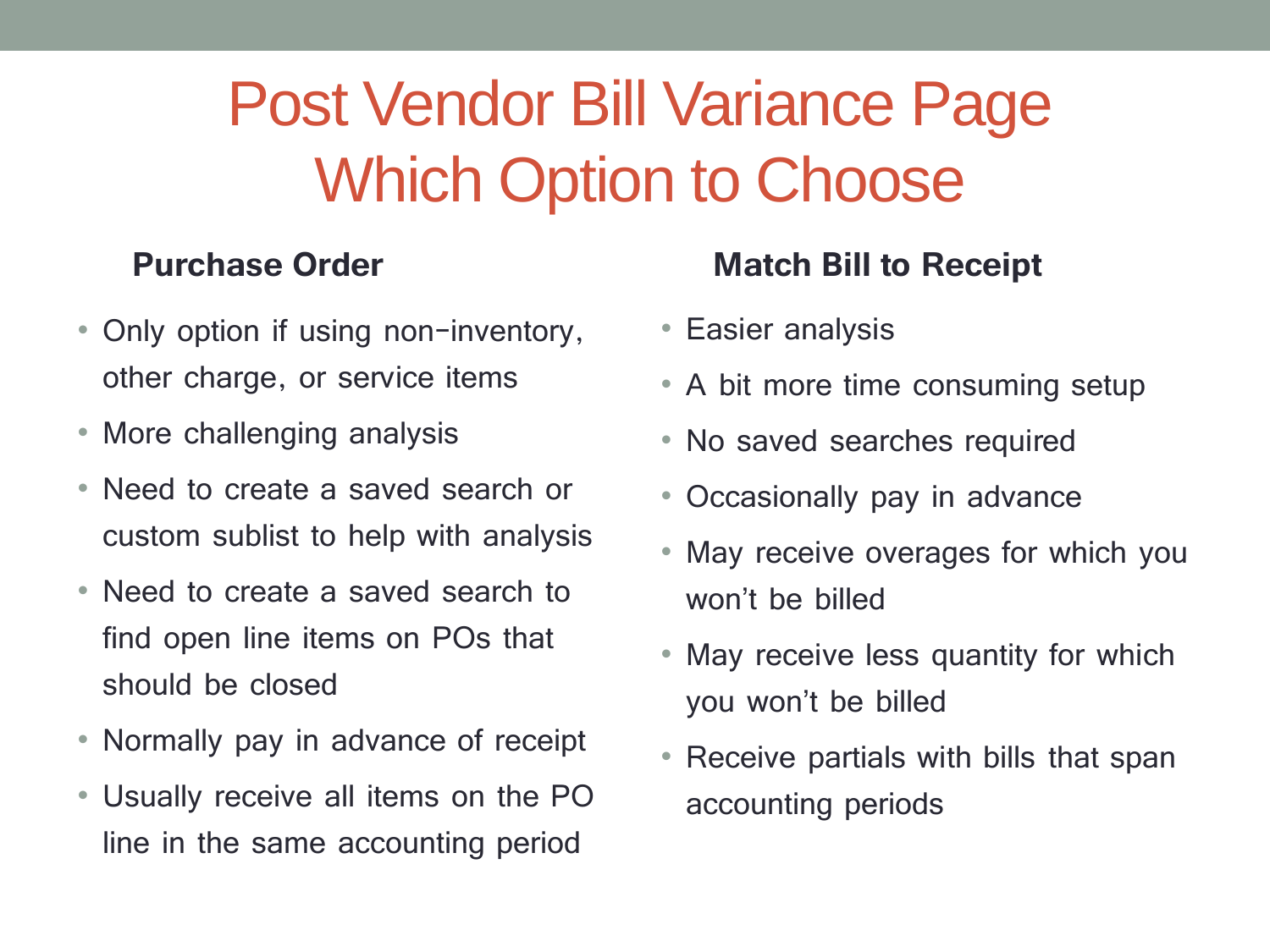# Post Vendor Bill Variance Page Which Option to Choose

## Purchase Order

- Only option if using non-inventory, other charge, or service items
- More challenging analysis
- Need to create a saved search or custom sublist to help with analysis
- Need to create a saved search to find open line items on POs that should be closed
- Normally pay in advance of receipt
- Usually receive all items on the PO line in the same accounting period

## Match Bill to Receipt

- Easier analysis
- A bit more time consuming setup
- No saved searches required
- Occasionally pay in advance
- May receive overages for which you won't be billed
- May receive less quantity for which you won't be billed
- Receive partials with bills that span accounting periods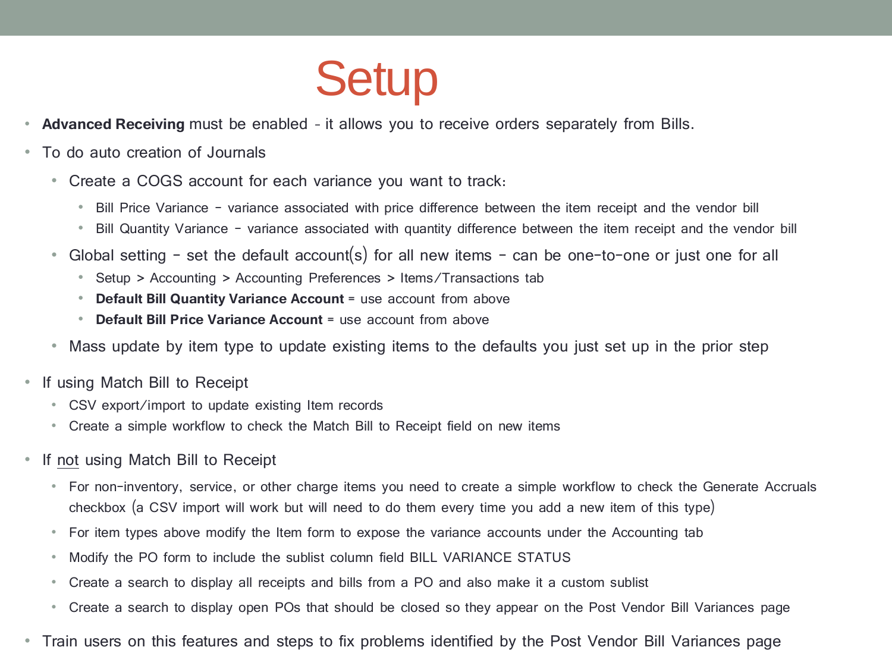# Setup

- **Advanced Receiving** must be enabled – it allows you to receive orders separately from Bills.
- To do auto creation of Journals
  - Create a COGS account for each variance you want to track:
    - Bill Price Variance – variance associated with price difference between the item receipt and the vendor bill
    - Bill Quantity Variance – variance associated with quantity difference between the item receipt and the vendor bill
  - Global setting – set the default account(s) for all new items – can be one-to-one or just one for all
    - Setup > Accounting > Accounting Preferences > Items/Transactions tab
    - **Default Bill Quantity Variance Account** = use account from above
    - **Default Bill Price Variance Account** = use account from above
  - Mass update by item type to update existing items to the defaults you just set up in the prior step
- If using Match Bill to Receipt
  - CSV export/import to update existing Item records
  - Create a simple workflow to check the Match Bill to Receipt field on new items
- If <u>not</u> using Match Bill to Receipt
  - For non-inventory, service, or other charge items you need to create a simple workflow to check the Generate Accruals checkbox (a CSV import will work but will need to do them every time you add a new item of this type)
  - For item types above modify the Item form to expose the variance accounts under the Accounting tab
  - Modify the PO form to include the sublist column field BILL VARIANCE STATUS
  - Create a search to display all receipts and bills from a PO and also make it a custom sublist
  - Create a search to display open POs that should be closed so they appear on the Post Vendor Bill Variances page
- Train users on this features and steps to fix problems identified by the Post Vendor Bill Variances page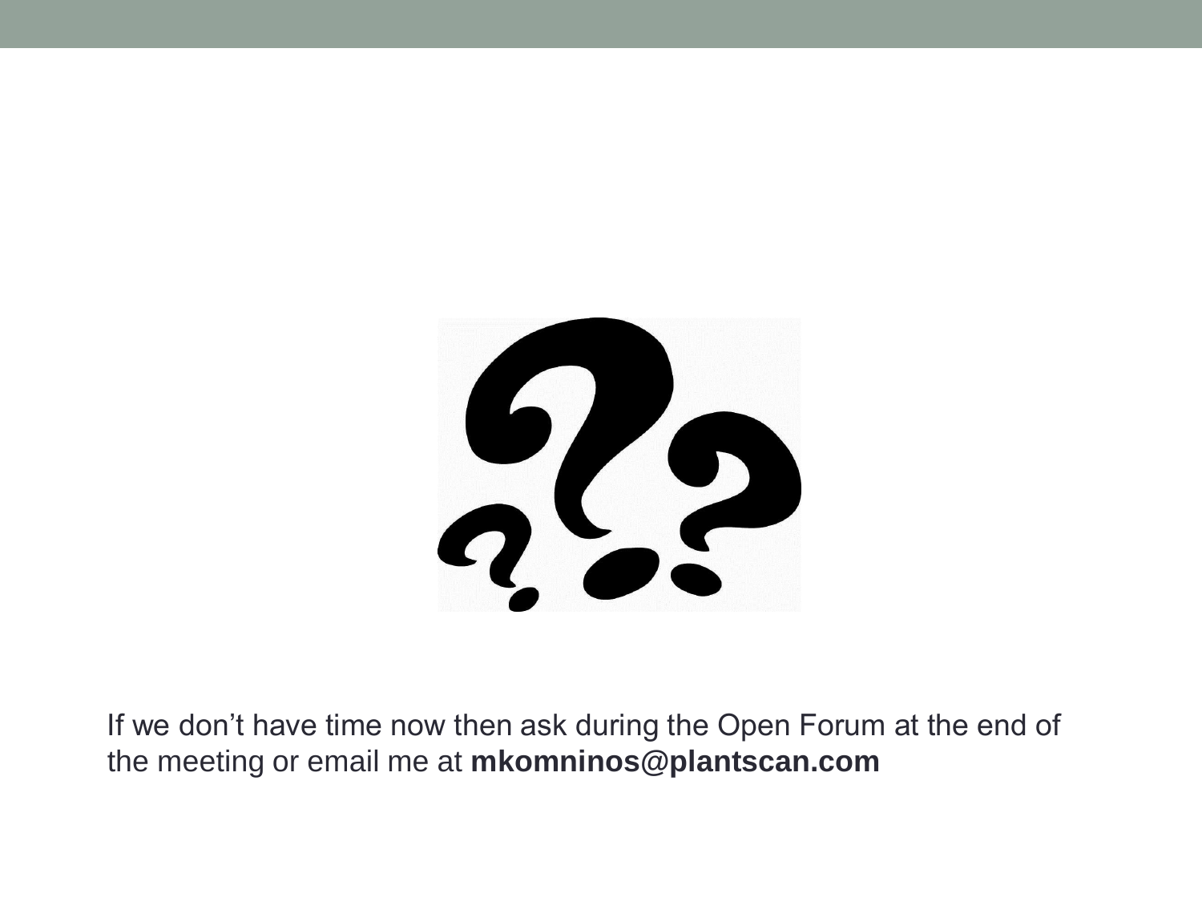If we don't have time now then ask during the Open Forum at the end of the meeting or email me at **mkomninos@plantscan.com**